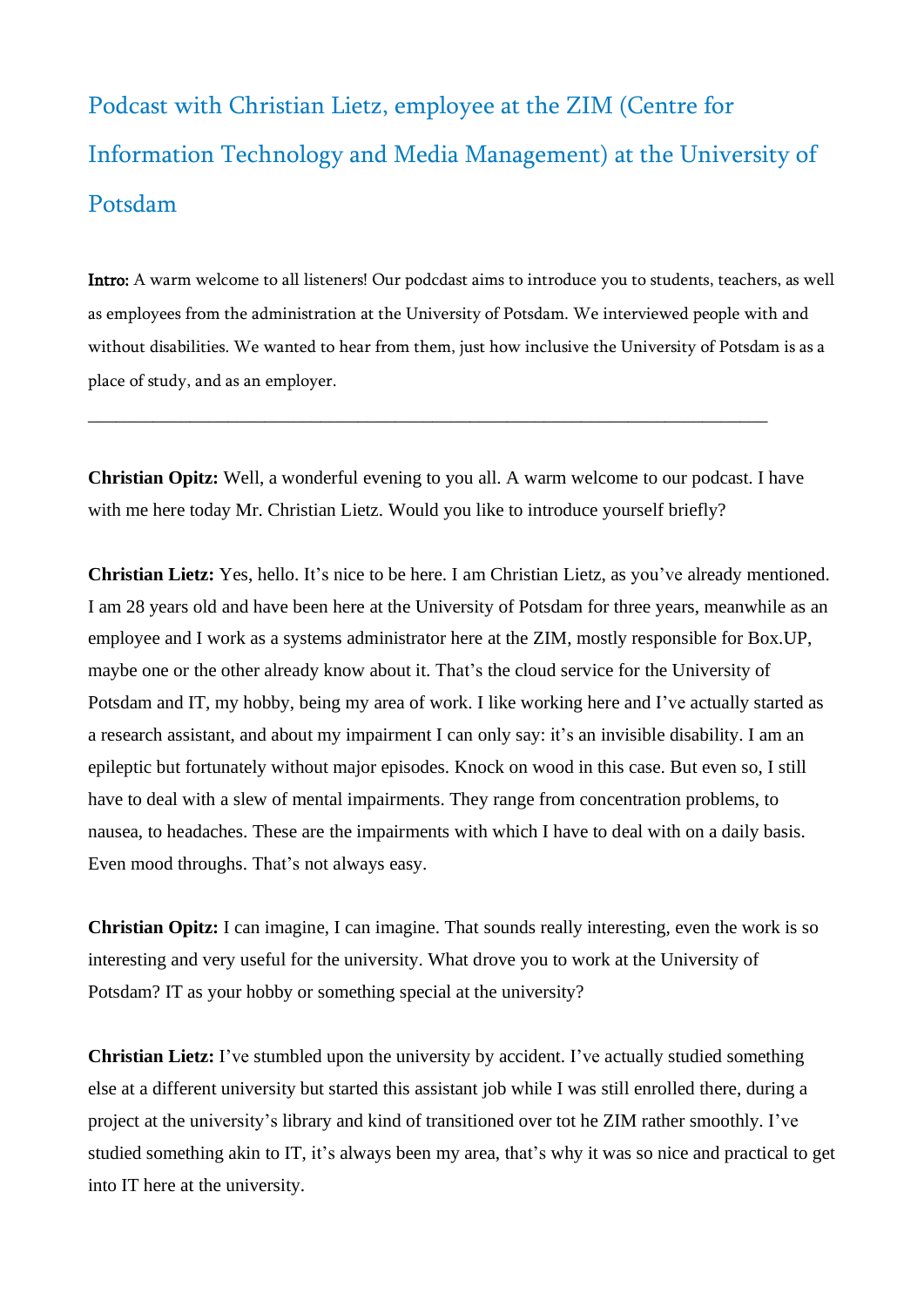# Podcast with Christian Lietz, employee at the ZIM (Centre for Information Technology and Media Management) at the University of Potsdam

**Intro:** A warm welcome to all listeners! Our podcdast aims to introduce you to students, teachers, as well as employees from the administration at the University of Potsdam. We interviewed people with and without disabilities. We wanted to hear from them, just how inclusive the University of Potsdam is as a place of study, and as an employer.

---

**Christian Opitz:** Well, a wonderful evening to you all. A warm welcome to our podcast. I have with me here today Mr. Christian Lietz. Would you like to introduce yourself briefly?

**Christian Lietz:** Yes, hello. It's nice to be here. I am Christian Lietz, as you've already mentioned. I am 28 years old and have been here at the University of Potsdam for three years, meanwhile as an employee and I work as a systems administrator here at the ZIM, mostly responsible for Box.UP, maybe one or the other already know about it. That's the cloud service for the University of Potsdam and IT, my hobby, being my area of work. I like working here and I've actually started as a research assistant, and about my impairment I can only say: it's an invisible disability. I am an epileptic but fortunately without major episodes. Knock on wood in this case. But even so, I still have to deal with a slew of mental impairments. They range from concentration problems, to nausea, to headaches. These are the impairments with which I have to deal with on a daily basis. Even mood throughs. That's not always easy.

**Christian Opitz:** I can imagine, I can imagine. That sounds really interesting, even the work is so interesting and very useful for the university. What drove you to work at the University of Potsdam? IT as your hobby or something special at the university?

**Christian Lietz:** I've stumbled upon the university by accident. I've actually studied something else at a different university but started this assistant job while I was still enrolled there, during a project at the university's library and kind of transitioned over tot he ZIM rather smoothly. I've studied something akin to IT, it's always been my area, that's why it was so nice and practical to get into IT here at the university.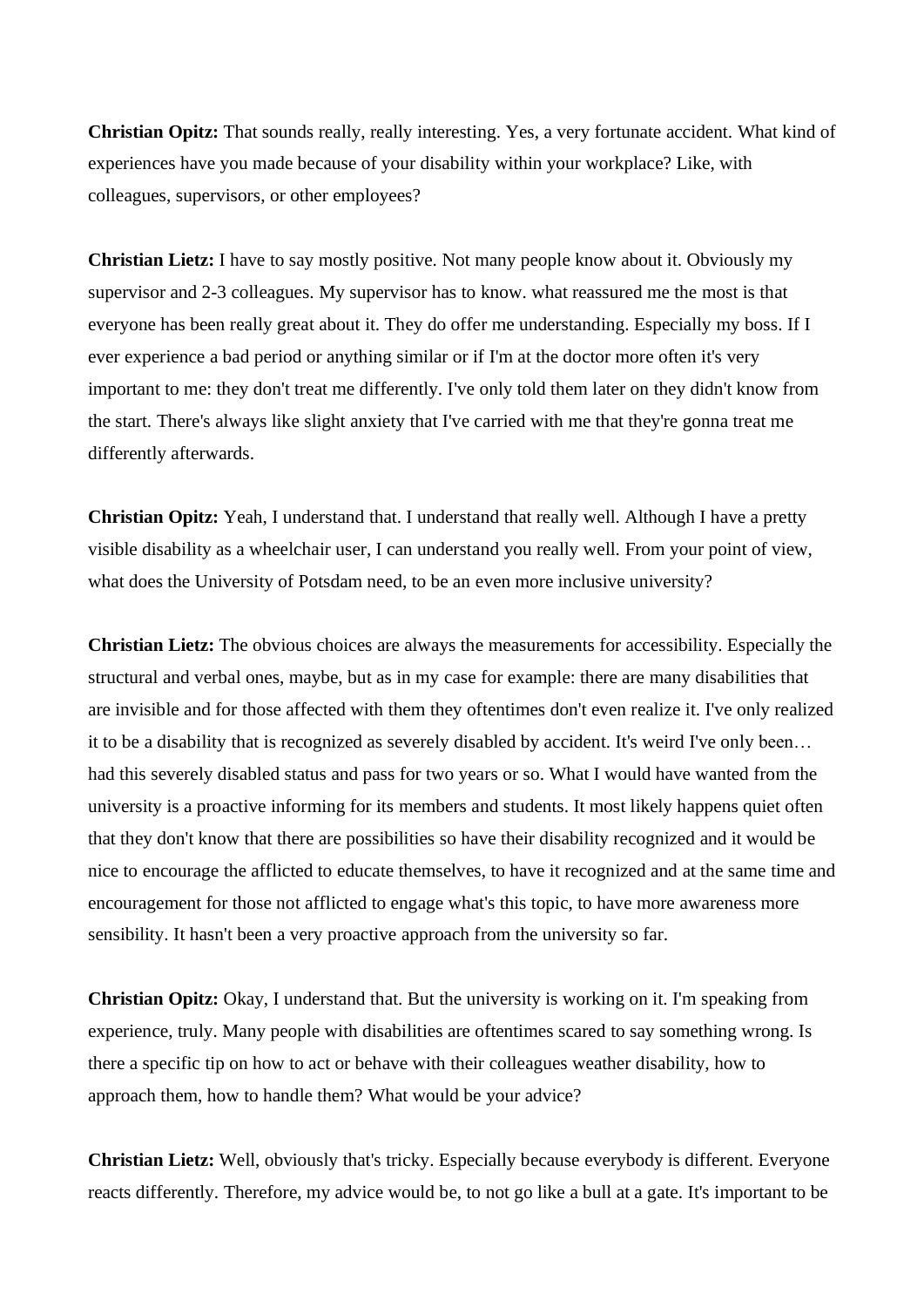**Christian Opitz:** That sounds really, really interesting. Yes, a very fortunate accident. What kind of experiences have you made because of your disability within your workplace? Like, with colleagues, supervisors, or other employees?

**Christian Lietz:** I have to say mostly positive. Not many people know about it. Obviously my supervisor and 2-3 colleagues. My supervisor has to know. what reassured me the most is that everyone has been really great about it. They do offer me understanding. Especially my boss. If I ever experience a bad period or anything similar or if I'm at the doctor more often it's very important to me: they don't treat me differently. I've only told them later on they didn't know from the start. There's always like slight anxiety that I've carried with me that they're gonna treat me differently afterwards.

**Christian Opitz:** Yeah, I understand that. I understand that really well. Although I have a pretty visible disability as a wheelchair user, I can understand you really well. From your point of view, what does the University of Potsdam need, to be an even more inclusive university?

**Christian Lietz:** The obvious choices are always the measurements for accessibility. Especially the structural and verbal ones, maybe, but as in my case for example: there are many disabilities that are invisible and for those affected with them they oftentimes don't even realize it. I've only realized it to be a disability that is recognized as severely disabled by accident. It's weird I've only been… had this severely disabled status and pass for two years or so. What I would have wanted from the university is a proactive informing for its members and students. It most likely happens quiet often that they don't know that there are possibilities so have their disability recognized and it would be nice to encourage the afflicted to educate themselves, to have it recognized and at the same time and encouragement for those not afflicted to engage what's this topic, to have more awareness more sensibility. It hasn't been a very proactive approach from the university so far.

**Christian Opitz:** Okay, I understand that. But the university is working on it. I'm speaking from experience, truly. Many people with disabilities are oftentimes scared to say something wrong. Is there a specific tip on how to act or behave with their colleagues weather disability, how to approach them, how to handle them? What would be your advice?

**Christian Lietz:** Well, obviously that's tricky. Especially because everybody is different. Everyone reacts differently. Therefore, my advice would be, to not go like a bull at a gate. It's important to be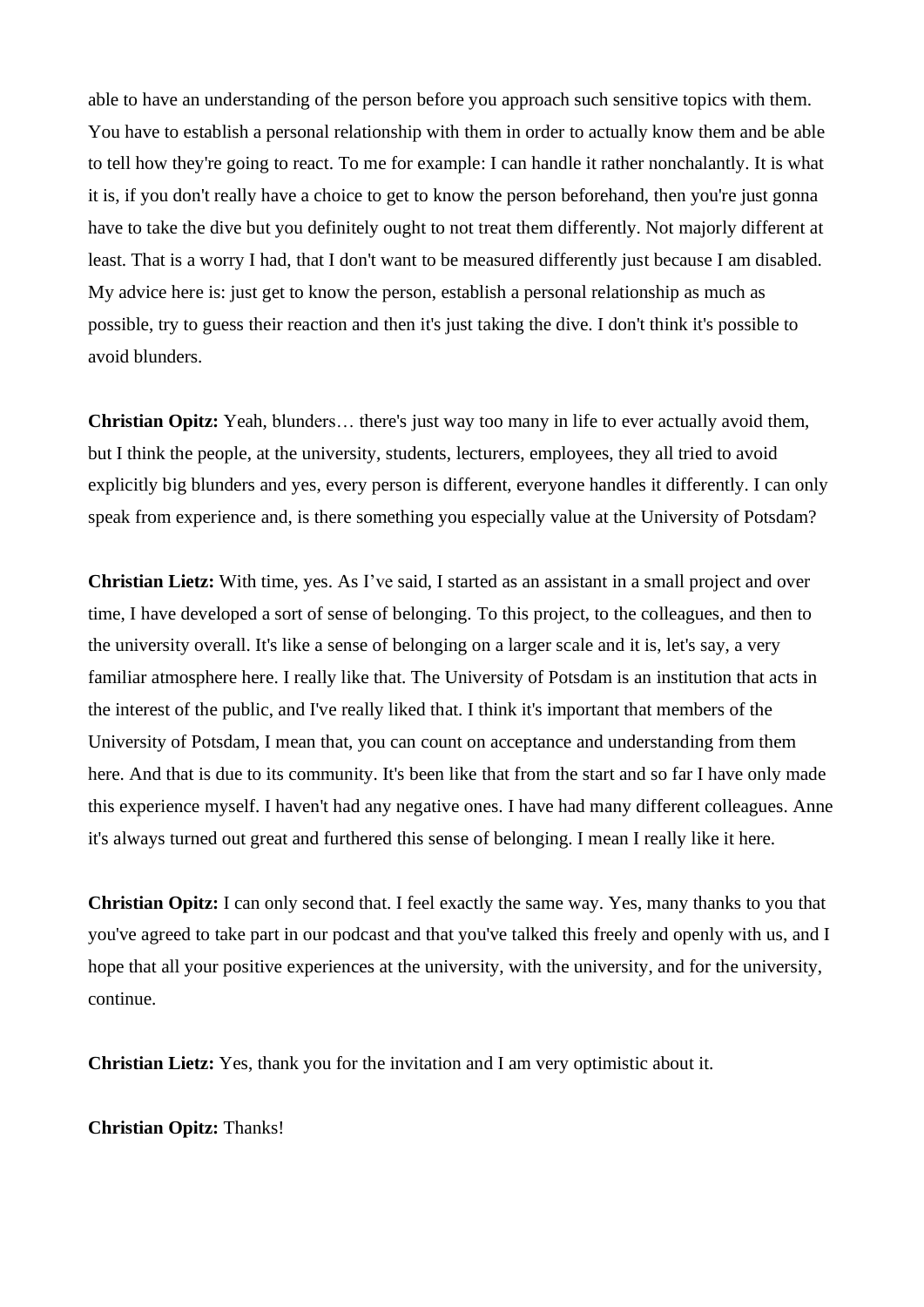able to have an understanding of the person before you approach such sensitive topics with them. You have to establish a personal relationship with them in order to actually know them and be able to tell how they're going to react. To me for example: I can handle it rather nonchalantly. It is what it is, if you don't really have a choice to get to know the person beforehand, then you're just gonna have to take the dive but you definitely ought to not treat them differently. Not majorly different at least. That is a worry I had, that I don't want to be measured differently just because I am disabled. My advice here is: just get to know the person, establish a personal relationship as much as possible, try to guess their reaction and then it's just taking the dive. I don't think it's possible to avoid blunders.

**Christian Opitz:** Yeah, blunders… there's just way too many in life to ever actually avoid them, but I think the people, at the university, students, lecturers, employees, they all tried to avoid explicitly big blunders and yes, every person is different, everyone handles it differently. I can only speak from experience and, is there something you especially value at the University of Potsdam?

**Christian Lietz:** With time, yes. As I've said, I started as an assistant in a small project and over time, I have developed a sort of sense of belonging. To this project, to the colleagues, and then to the university overall. It's like a sense of belonging on a larger scale and it is, let's say, a very familiar atmosphere here. I really like that. The University of Potsdam is an institution that acts in the interest of the public, and I've really liked that. I think it's important that members of the University of Potsdam, I mean that, you can count on acceptance and understanding from them here. And that is due to its community. It's been like that from the start and so far I have only made this experience myself. I haven't had any negative ones. I have had many different colleagues. Anne it's always turned out great and furthered this sense of belonging. I mean I really like it here.

**Christian Opitz:** I can only second that. I feel exactly the same way. Yes, many thanks to you that you've agreed to take part in our podcast and that you've talked this freely and openly with us, and I hope that all your positive experiences at the university, with the university, and for the university, continue.

**Christian Lietz:** Yes, thank you for the invitation and I am very optimistic about it.

**Christian Opitz:** Thanks!